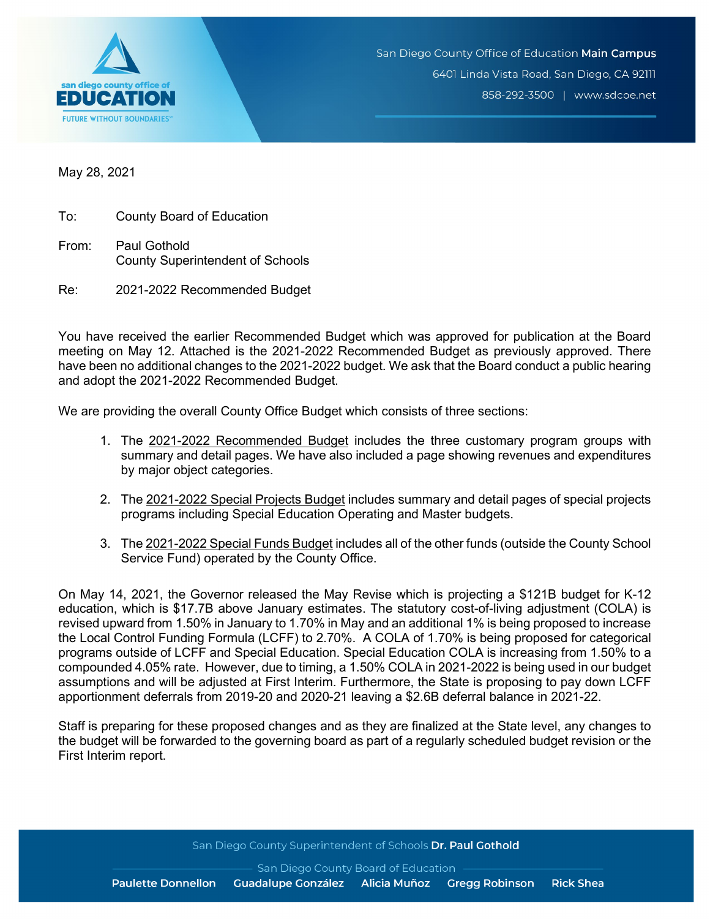San Diego County Office of Education **Main Campus**
6401 Linda Vista Road, San Diego, CA 92111
858-292-3500 | www.sdcoe.net

May 28, 2021

To: County Board of Education

From: Paul Gothold
County Superintendent of Schools

Re: 2021-2022 Recommended Budget

You have received the earlier Recommended Budget which was approved for publication at the Board meeting on May 12. Attached is the 2021-2022 Recommended Budget as previously approved. There have been no additional changes to the 2021-2022 budget. We ask that the Board conduct a public hearing and adopt the 2021-2022 Recommended Budget.

We are providing the overall County Office Budget which consists of three sections:

1. The 2021-2022 Recommended Budget includes the three customary program groups with summary and detail pages. We have also included a page showing revenues and expenditures by major object categories.
2. The 2021-2022 Special Projects Budget includes summary and detail pages of special projects programs including Special Education Operating and Master budgets.
3. The 2021-2022 Special Funds Budget includes all of the other funds (outside the County School Service Fund) operated by the County Office.

On May 14, 2021, the Governor released the May Revise which is projecting a $121B budget for K-12 education, which is $17.7B above January estimates. The statutory cost-of-living adjustment (COLA) is revised upward from 1.50% in January to 1.70% in May and an additional 1% is being proposed to increase the Local Control Funding Formula (LCFF) to 2.70%. A COLA of 1.70% is being proposed for categorical programs outside of LCFF and Special Education. Special Education COLA is increasing from 1.50% to a compounded 4.05% rate. However, due to timing, a 1.50% COLA in 2021-2022 is being used in our budget assumptions and will be adjusted at First Interim. Furthermore, the State is proposing to pay down LCFF apportionment deferrals from 2019-20 and 2020-21 leaving a $2.6B deferral balance in 2021-22.

Staff is preparing for these proposed changes and as they are finalized at the State level, any changes to the budget will be forwarded to the governing board as part of a regularly scheduled budget revision or the First Interim report.

San Diego County Superintendent of Schools **Dr. Paul Gothold**

San Diego County Board of Education
**Paulette Donnellon Guadalupe González Alicia Muñoz Gregg Robinson Rick Shea**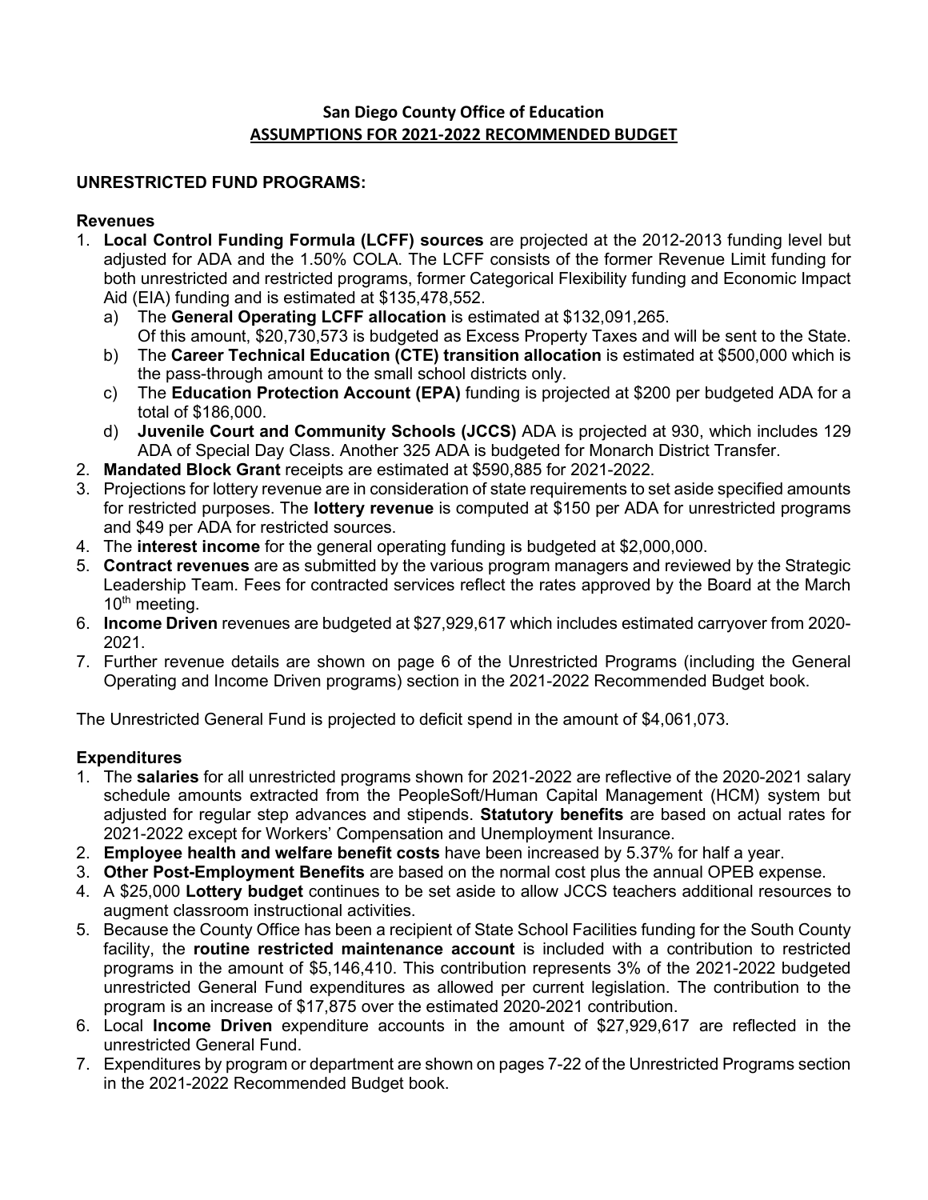# San Diego County Office of Education
## ASSUMPTIONS FOR 2021-2022 RECOMMENDED BUDGET

### UNRESTRICTED FUND PROGRAMS:

#### Revenues

1. **Local Control Funding Formula (LCFF) sources** are projected at the 2012-2013 funding level but adjusted for ADA and the 1.50% COLA. The LCFF consists of the former Revenue Limit funding for both unrestricted and restricted programs, former Categorical Flexibility funding and Economic Impact Aid (EIA) funding and is estimated at $135,478,552.
   a) The **General Operating LCFF allocation** is estimated at $132,091,265. Of this amount, $20,730,573 is budgeted as Excess Property Taxes and will be sent to the State.
   b) The **Career Technical Education (CTE) transition allocation** is estimated at $500,000 which is the pass-through amount to the small school districts only.
   c) The **Education Protection Account (EPA)** funding is projected at $200 per budgeted ADA for a total of $186,000.
   d) **Juvenile Court and Community Schools (JCCS)** ADA is projected at 930, which includes 129 ADA of Special Day Class. Another 325 ADA is budgeted for Monarch District Transfer.
2. **Mandated Block Grant** receipts are estimated at $590,885 for 2021-2022.
3. Projections for lottery revenue are in consideration of state requirements to set aside specified amounts for restricted purposes. The **lottery revenue** is computed at $150 per ADA for unrestricted programs and $49 per ADA for restricted sources.
4. The **interest income** for the general operating funding is budgeted at $2,000,000.
5. **Contract revenues** are as submitted by the various program managers and reviewed by the Strategic Leadership Team. Fees for contracted services reflect the rates approved by the Board at the March 10th meeting.
6. **Income Driven** revenues are budgeted at $27,929,617 which includes estimated carryover from 2020-2021.
7. Further revenue details are shown on page 6 of the Unrestricted Programs (including the General Operating and Income Driven programs) section in the 2021-2022 Recommended Budget book.

The Unrestricted General Fund is projected to deficit spend in the amount of $4,061,073.

#### Expenditures

1. The **salaries** for all unrestricted programs shown for 2021-2022 are reflective of the 2020-2021 salary schedule amounts extracted from the PeopleSoft/Human Capital Management (HCM) system but adjusted for regular step advances and stipends. **Statutory benefits** are based on actual rates for 2021-2022 except for Workers' Compensation and Unemployment Insurance.
2. **Employee health and welfare benefit costs** have been increased by 5.37% for half a year.
3. **Other Post-Employment Benefits** are based on the normal cost plus the annual OPEB expense.
4. A $25,000 **Lottery budget** continues to be set aside to allow JCCS teachers additional resources to augment classroom instructional activities.
5. Because the County Office has been a recipient of State School Facilities funding for the South County facility, the **routine restricted maintenance account** is included with a contribution to restricted programs in the amount of $5,146,410. This contribution represents 3% of the 2021-2022 budgeted unrestricted General Fund expenditures as allowed per current legislation. The contribution to the program is an increase of $17,875 over the estimated 2020-2021 contribution.
6. Local **Income Driven** expenditure accounts in the amount of $27,929,617 are reflected in the unrestricted General Fund.
7. Expenditures by program or department are shown on pages 7-22 of the Unrestricted Programs section in the 2021-2022 Recommended Budget book.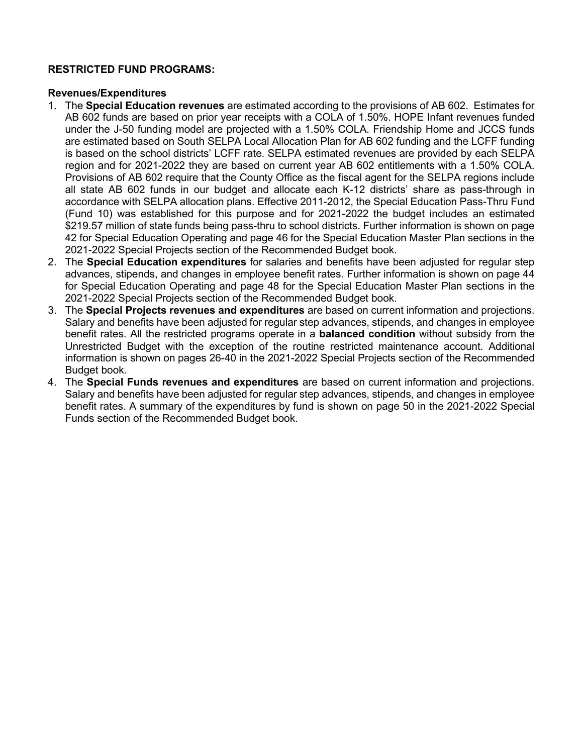**RESTRICTED FUND PROGRAMS:**

**Revenues/Expenditures**

1. The **Special Education revenues** are estimated according to the provisions of AB 602. Estimates for AB 602 funds are based on prior year receipts with a COLA of 1.50%. HOPE Infant revenues funded under the J-50 funding model are projected with a 1.50% COLA. Friendship Home and JCCS funds are estimated based on South SELPA Local Allocation Plan for AB 602 funding and the LCFF funding is based on the school districts' LCFF rate. SELPA estimated revenues are provided by each SELPA region and for 2021-2022 they are based on current year AB 602 entitlements with a 1.50% COLA. Provisions of AB 602 require that the County Office as the fiscal agent for the SELPA regions include all state AB 602 funds in our budget and allocate each K-12 districts' share as pass-through in accordance with SELPA allocation plans. Effective 2011-2012, the Special Education Pass-Thru Fund (Fund 10) was established for this purpose and for 2021-2022 the budget includes an estimated $219.57 million of state funds being pass-thru to school districts. Further information is shown on page 42 for Special Education Operating and page 46 for the Special Education Master Plan sections in the 2021-2022 Special Projects section of the Recommended Budget book.
2. The **Special Education expenditures** for salaries and benefits have been adjusted for regular step advances, stipends, and changes in employee benefit rates. Further information is shown on page 44 for Special Education Operating and page 48 for the Special Education Master Plan sections in the 2021-2022 Special Projects section of the Recommended Budget book.
3. The **Special Projects revenues and expenditures** are based on current information and projections. Salary and benefits have been adjusted for regular step advances, stipends, and changes in employee benefit rates. All the restricted programs operate in a **balanced condition** without subsidy from the Unrestricted Budget with the exception of the routine restricted maintenance account. Additional information is shown on pages 26-40 in the 2021-2022 Special Projects section of the Recommended Budget book.
4. The **Special Funds revenues and expenditures** are based on current information and projections. Salary and benefits have been adjusted for regular step advances, stipends, and changes in employee benefit rates. A summary of the expenditures by fund is shown on page 50 in the 2021-2022 Special Funds section of the Recommended Budget book.